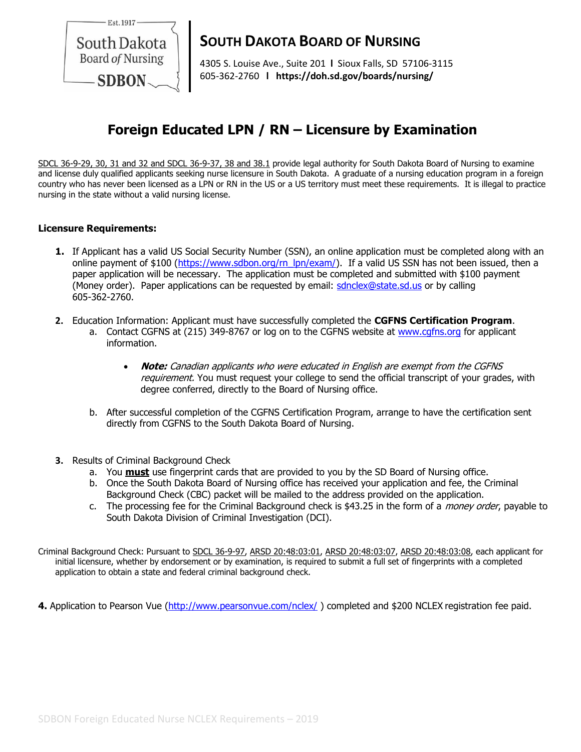# SOUTH DAKOTA BOARD OF NURSING

4305 S. Louise Ave., Suite 201 | Sioux Falls, SD 57106-3115
605-362-2760 | **https://doh.sd.gov/boards/nursing/**

## Foreign Educated LPN / RN – Licensure by Examination

SDCL 36-9-29, 30, 31 and 32 and SDCL 36-9-37, 38 and 38.1 provide legal authority for South Dakota Board of Nursing to examine and license duly qualified applicants seeking nurse licensure in South Dakota. A graduate of a nursing education program in a foreign country who has never been licensed as a LPN or RN in the US or a US territory must meet these requirements. It is illegal to practice nursing in the state without a valid nursing license.

**Licensure Requirements:**

1. If Applicant has a valid US Social Security Number (SSN), an online application must be completed along with an online payment of $100 (https://www.sdbon.org/rn_lpn/exam/). If a valid US SSN has not been issued, then a paper application will be necessary. The application must be completed and submitted with $100 payment (Money order). Paper applications can be requested by email: sdnclex@state.sd.us or by calling 605-362-2760.

2. Education Information: Applicant must have successfully completed the **CGFNS Certification Program**.
   a. Contact CGFNS at (215) 349-8767 or log on to the CGFNS website at www.cgfns.org for applicant information.

      - ***Note:*** *Canadian applicants who were educated in English are exempt from the CGFNS requirement.* You must request your college to send the official transcript of your grades, with degree conferred, directly to the Board of Nursing office.

   b. After successful completion of the CGFNS Certification Program, arrange to have the certification sent directly from CGFNS to the South Dakota Board of Nursing.

3. Results of Criminal Background Check
   a. You **must** use fingerprint cards that are provided to you by the SD Board of Nursing office.
   b. Once the South Dakota Board of Nursing office has received your application and fee, the Criminal Background Check (CBC) packet will be mailed to the address provided on the application.
   c. The processing fee for the Criminal Background check is $43.25 in the form of a *money order*, payable to South Dakota Division of Criminal Investigation (DCI).

Criminal Background Check: Pursuant to SDCL 36-9-97, ARSD 20:48:03:01, ARSD 20:48:03:07, ARSD 20:48:03:08, each applicant for initial licensure, whether by endorsement or by examination, is required to submit a full set of fingerprints with a completed application to obtain a state and federal criminal background check.

**4.** Application to Pearson Vue (http://www.pearsonvue.com/nclex/ ) completed and $200 NCLEX registration fee paid.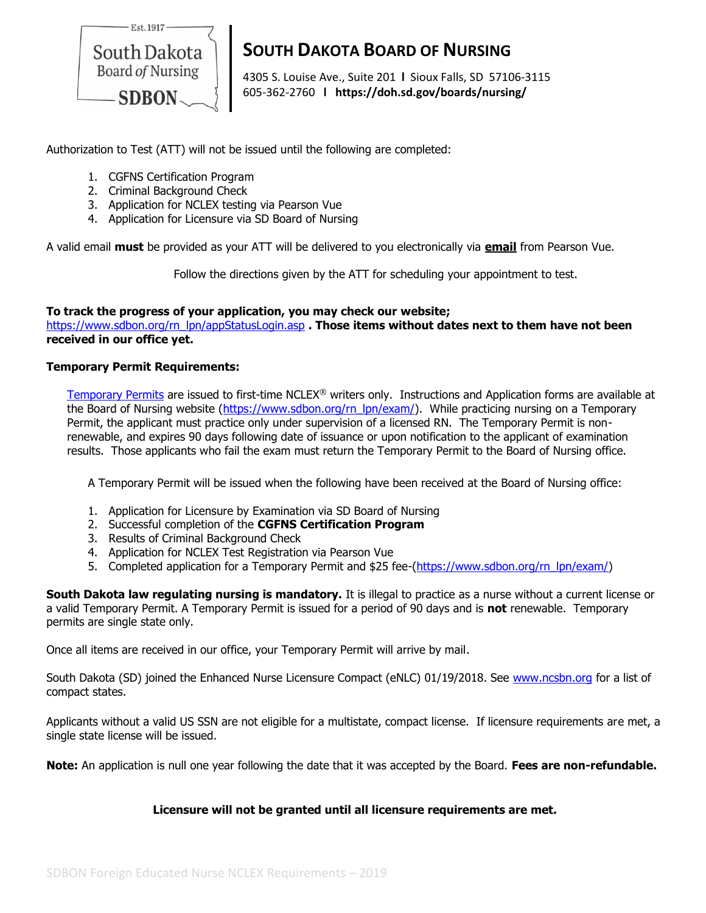# SOUTH DAKOTA BOARD OF NURSING

4305 S. Louise Ave., Suite 201 | Sioux Falls, SD 57106-3115
605-362-2760 | **https://doh.sd.gov/boards/nursing/**

Authorization to Test (ATT) will not be issued until the following are completed:

1. CGFNS Certification Program
2. Criminal Background Check
3. Application for NCLEX testing via Pearson Vue
4. Application for Licensure via SD Board of Nursing

A valid email **must** be provided as your ATT will be delivered to you electronically via **email** from Pearson Vue.

Follow the directions given by the ATT for scheduling your appointment to test.

**To track the progress of your application, you may check our website;** https://www.sdbon.org/rn_lpn/appStatusLogin.asp **. Those items without dates next to them have not been received in our office yet.**

**Temporary Permit Requirements:**

Temporary Permits are issued to first-time NCLEX® writers only. Instructions and Application forms are available at the Board of Nursing website (https://www.sdbon.org/rn_lpn/exam/). While practicing nursing on a Temporary Permit, the applicant must practice only under supervision of a licensed RN. The Temporary Permit is non-renewable, and expires 90 days following date of issuance or upon notification to the applicant of examination results. Those applicants who fail the exam must return the Temporary Permit to the Board of Nursing office.

A Temporary Permit will be issued when the following have been received at the Board of Nursing office:

1. Application for Licensure by Examination via SD Board of Nursing
2. Successful completion of the **CGFNS Certification Program**
3. Results of Criminal Background Check
4. Application for NCLEX Test Registration via Pearson Vue
5. Completed application for a Temporary Permit and $25 fee-(https://www.sdbon.org/rn_lpn/exam/)

**South Dakota law regulating nursing is mandatory.** It is illegal to practice as a nurse without a current license or a valid Temporary Permit. A Temporary Permit is issued for a period of 90 days and is **not** renewable. Temporary permits are single state only.

Once all items are received in our office, your Temporary Permit will arrive by mail.

South Dakota (SD) joined the Enhanced Nurse Licensure Compact (eNLC) 01/19/2018. See www.ncsbn.org for a list of compact states.

Applicants without a valid US SSN are not eligible for a multistate, compact license. If licensure requirements are met, a single state license will be issued.

**Note:** An application is null one year following the date that it was accepted by the Board. **Fees are non-refundable.**

**Licensure will not be granted until all licensure requirements are met.**